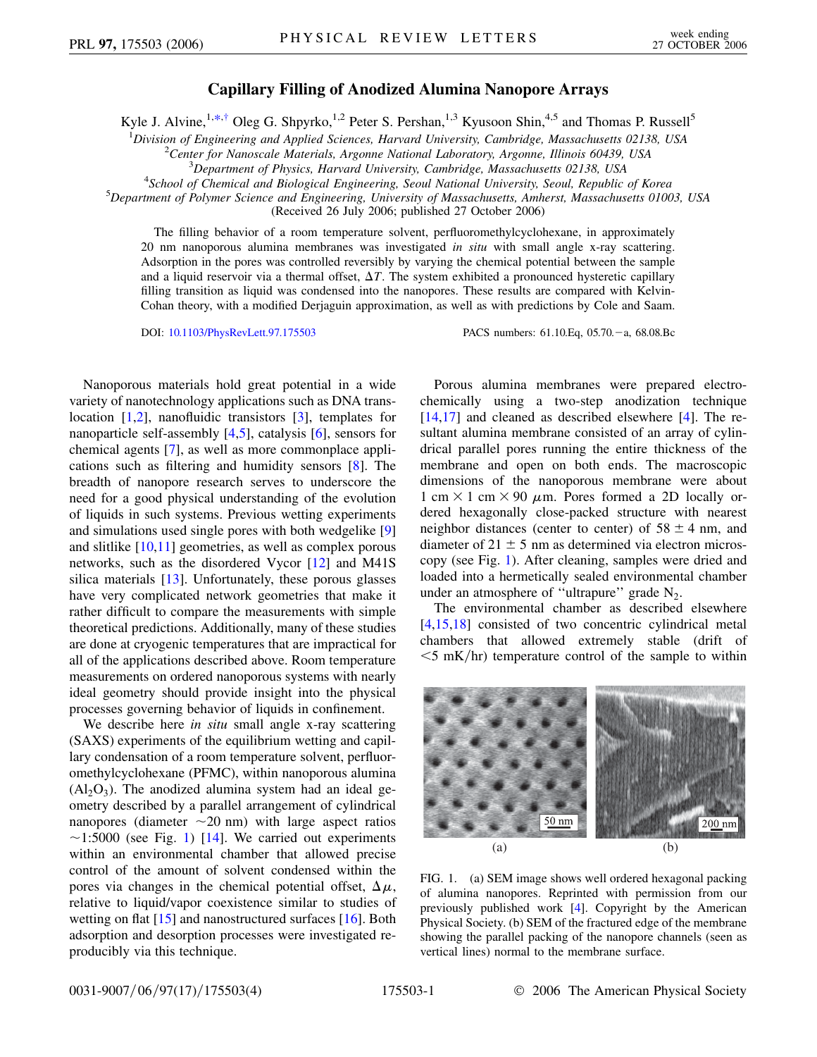# Capillary Filling of Anodized Alumina Nanopore Arrays

Kyle J. Alvine,[1,*,†] Oleg G. Shpyrko,[1,2] Peter S. Pershan,[1,3] Kyusoon Shin,[4,5] and Thomas P. Russell[5]

[1]*Division of Engineering and Applied Sciences, Harvard University, Cambridge, Massachusetts 02138, USA*
[2]*Center for Nanoscale Materials, Argonne National Laboratory, Argonne, Illinois 60439, USA*
[3]*Department of Physics, Harvard University, Cambridge, Massachusetts 02138, USA*
[4]*School of Chemical and Biological Engineering, Seoul National University, Seoul, Republic of Korea*
[5]*Department of Polymer Science and Engineering, University of Massachusetts, Amherst, Massachusetts 01003, USA*

(Received 26 July 2006; published 27 October 2006)

The filling behavior of a room temperature solvent, perfluoromethylcyclohexane, in approximately 20 nm nanoporous alumina membranes was investigated *in situ* with small angle x-ray scattering. Adsorption in the pores was controlled reversibly by varying the chemical potential between the sample and a liquid reservoir via a thermal offset, $\Delta T$. The system exhibited a pronounced hysteretic capillary filling transition as liquid was condensed into the nanopores. These results are compared with Kelvin-Cohan theory, with a modified Derjaguin approximation, as well as with predictions by Cole and Saam.

DOI: 10.1103/PhysRevLett.97.175503 PACS numbers: 61.10.Eq, 05.70.−a, 68.08.Bc

Nanoporous materials hold great potential in a wide variety of nanotechnology applications such as DNA translocation [1,2], nanofluidic transistors [3], templates for nanoparticle self-assembly [4,5], catalysis [6], sensors for chemical agents [7], as well as more commonplace applications such as filtering and humidity sensors [8]. The breadth of nanopore research serves to underscore the need for a good physical understanding of the evolution of liquids in such systems. Previous wetting experiments and simulations used single pores with both wedgelike [9] and slitlike [10,11] geometries, as well as complex porous networks, such as the disordered Vycor [12] and M41S silica materials [13]. Unfortunately, these porous glasses have very complicated network geometries that make it rather difficult to compare the measurements with simple theoretical predictions. Additionally, many of these studies are done at cryogenic temperatures that are impractical for all of the applications described above. Room temperature measurements on ordered nanoporous systems with nearly ideal geometry should provide insight into the physical processes governing behavior of liquids in confinement.

We describe here *in situ* small angle x-ray scattering (SAXS) experiments of the equilibrium wetting and capillary condensation of a room temperature solvent, perfluoromethylcyclohexane (PFMC), within nanoporous alumina ($Al_2O_3$). The anodized alumina system had an ideal geometry described by a parallel arrangement of cylindrical nanopores (diameter $\sim$20 nm) with large aspect ratios $\sim$1:5000 (see Fig. 1) [14]. We carried out experiments within an environmental chamber that allowed precise control of the amount of solvent condensed within the pores via changes in the chemical potential offset, $\Delta\mu$, relative to liquid/vapor coexistence similar to studies of wetting on flat [15] and nanostructured surfaces [16]. Both adsorption and desorption processes were investigated reproducibly via this technique.

Porous alumina membranes were prepared electrochemically using a two-step anodization technique [14,17] and cleaned as described elsewhere [4]. The resultant alumina membrane consisted of an array of cylindrical parallel pores running the entire thickness of the membrane and open on both ends. The macroscopic dimensions of the nanoporous membrane were about $1\ \text{cm} \times 1\ \text{cm} \times 90\ \mu\text{m}$. Pores formed a 2D locally ordered hexagonally close-packed structure with nearest neighbor distances (center to center) of $58 \pm 4$ nm, and diameter of $21 \pm 5$ nm as determined via electron microscopy (see Fig. 1). After cleaning, samples were dried and loaded into a hermetically sealed environmental chamber under an atmosphere of "ultrapure" grade $N_2$.

The environmental chamber as described elsewhere [4,15,18] consisted of two concentric cylindrical metal chambers that allowed extremely stable (drift of $<$5 mK/hr) temperature control of the sample to within

FIG. 1. (a) SEM image shows well ordered hexagonal packing of alumina nanopores. Reprinted with permission from our previously published work [4]. Copyright by the American Physical Society. (b) SEM of the fractured edge of the membrane showing the parallel packing of the nanopore channels (seen as vertical lines) normal to the membrane surface.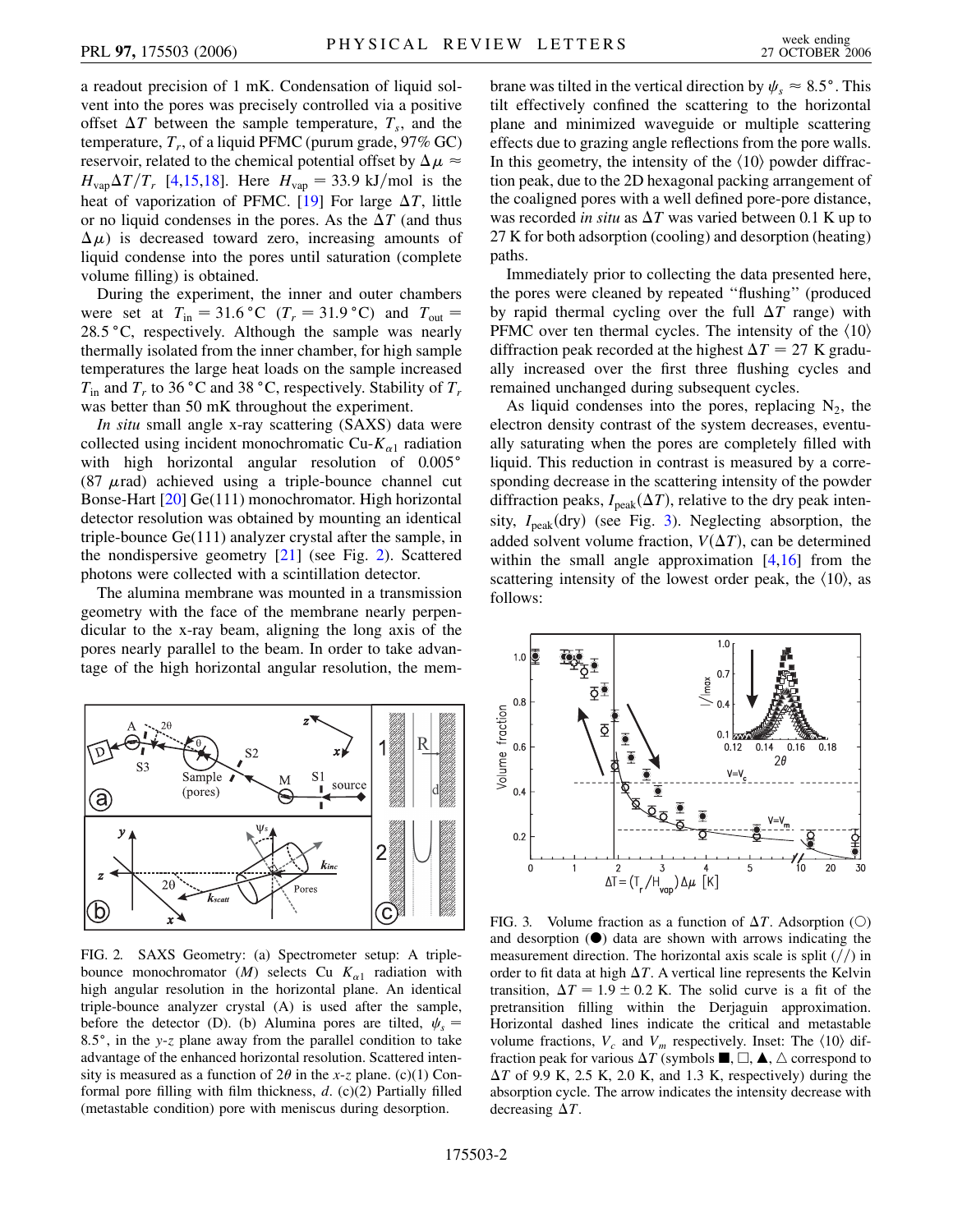a readout precision of 1 mK. Condensation of liquid solvent into the pores was precisely controlled via a positive offset $\Delta T$ between the sample temperature, $T_s$, and the temperature, $T_r$, of a liquid PFMC (purum grade, 97% GC) reservoir, related to the chemical potential offset by $\Delta\mu \approx H_{vap}\Delta T/T_r$ [4,15,18]. Here $H_{vap} = 33.9$ kJ/mol is the heat of vaporization of PFMC. [19] For large $\Delta T$, little or no liquid condenses in the pores. As the $\Delta T$ (and thus $\Delta\mu$) is decreased toward zero, increasing amounts of liquid condense into the pores until saturation (complete volume filling) is obtained.

During the experiment, the inner and outer chambers were set at $T_{in} = 31.6\,°C$ ($T_r = 31.9\,°C$) and $T_{out} = 28.5\,°C$, respectively. Although the sample was nearly thermally isolated from the inner chamber, for high sample temperatures the large heat loads on the sample increased $T_{in}$ and $T_r$ to 36 °C and 38 °C, respectively. Stability of $T_r$ was better than 50 mK throughout the experiment.

*In situ* small angle x-ray scattering (SAXS) data were collected using incident monochromatic Cu-$K_{\alpha 1}$ radiation with high horizontal angular resolution of 0.005° (87 $\mu$rad) achieved using a triple-bounce channel cut Bonse-Hart [20] Ge(111) monochromator. High horizontal detector resolution was obtained by mounting an identical triple-bounce Ge(111) analyzer crystal after the sample, in the nondispersive geometry [21] (see Fig. 2). Scattered photons were collected with a scintillation detector.

The alumina membrane was mounted in a transmission geometry with the face of the membrane nearly perpendicular to the x-ray beam, aligning the long axis of the pores nearly parallel to the beam. In order to take advantage of the high horizontal angular resolution, the membrane was tilted in the vertical direction by $\psi_s \approx 8.5°$. This tilt effectively confined the scattering to the horizontal plane and minimized waveguide or multiple scattering effects due to grazing angle reflections from the pore walls. In this geometry, the intensity of the $\langle 10\rangle$ powder diffraction peak, due to the 2D hexagonal packing arrangement of the coaligned pores with a well defined pore-pore distance, was recorded *in situ* as $\Delta T$ was varied between 0.1 K up to 27 K for both adsorption (cooling) and desorption (heating) paths.

FIG. 2. SAXS Geometry: (a) Spectrometer setup: A triple-bounce monochromator ($M$) selects Cu $K_{\alpha 1}$ radiation with high angular resolution in the horizontal plane. An identical triple-bounce analyzer crystal (A) is used after the sample, before the detector (D). (b) Alumina pores are tilted, $\psi_s = 8.5°$, in the $y$-$z$ plane away from the parallel condition to take advantage of the enhanced horizontal resolution. Scattered intensity is measured as a function of $2\theta$ in the $x$-$z$ plane. (c)(1) Conformal pore filling with film thickness, $d$. (c)(2) Partially filled (metastable condition) pore with meniscus during desorption.

Immediately prior to collecting the data presented here, the pores were cleaned by repeated "flushing" (produced by rapid thermal cycling over the full $\Delta T$ range) with PFMC over ten thermal cycles. The intensity of the $\langle 10\rangle$ diffraction peak recorded at the highest $\Delta T = 27$ K gradually increased over the first three flushing cycles and remained unchanged during subsequent cycles.

As liquid condenses into the pores, replacing $N_2$, the electron density contrast of the system decreases, eventually saturating when the pores are completely filled with liquid. This reduction in contrast is measured by a corresponding decrease in the scattering intensity of the powder diffraction peaks, $I_{peak}(\Delta T)$, relative to the dry peak intensity, $I_{peak}(\text{dry})$ (see Fig. 3). Neglecting absorption, the added solvent volume fraction, $V(\Delta T)$, can be determined within the small angle approximation [4,16] from the scattering intensity of the lowest order peak, the $\langle 10\rangle$, as follows:

FIG. 3. Volume fraction as a function of $\Delta T$. Adsorption (○) and desorption (●) data are shown with arrows indicating the measurement direction. The horizontal axis scale is split (//) in order to fit data at high $\Delta T$. A vertical line represents the Kelvin transition, $\Delta T = 1.9 \pm 0.2$ K. The solid curve is a fit of the pretransition filling within the Derjaguin approximation. Horizontal dashed lines indicate the critical and metastable volume fractions, $V_c$ and $V_m$ respectively. Inset: The $\langle 10\rangle$ diffraction peak for various $\Delta T$ (symbols ■, □, ▲, △ correspond to $\Delta T$ of 9.9 K, 2.5 K, 2.0 K, and 1.3 K, respectively) during the absorption cycle. The arrow indicates the intensity decrease with decreasing $\Delta T$.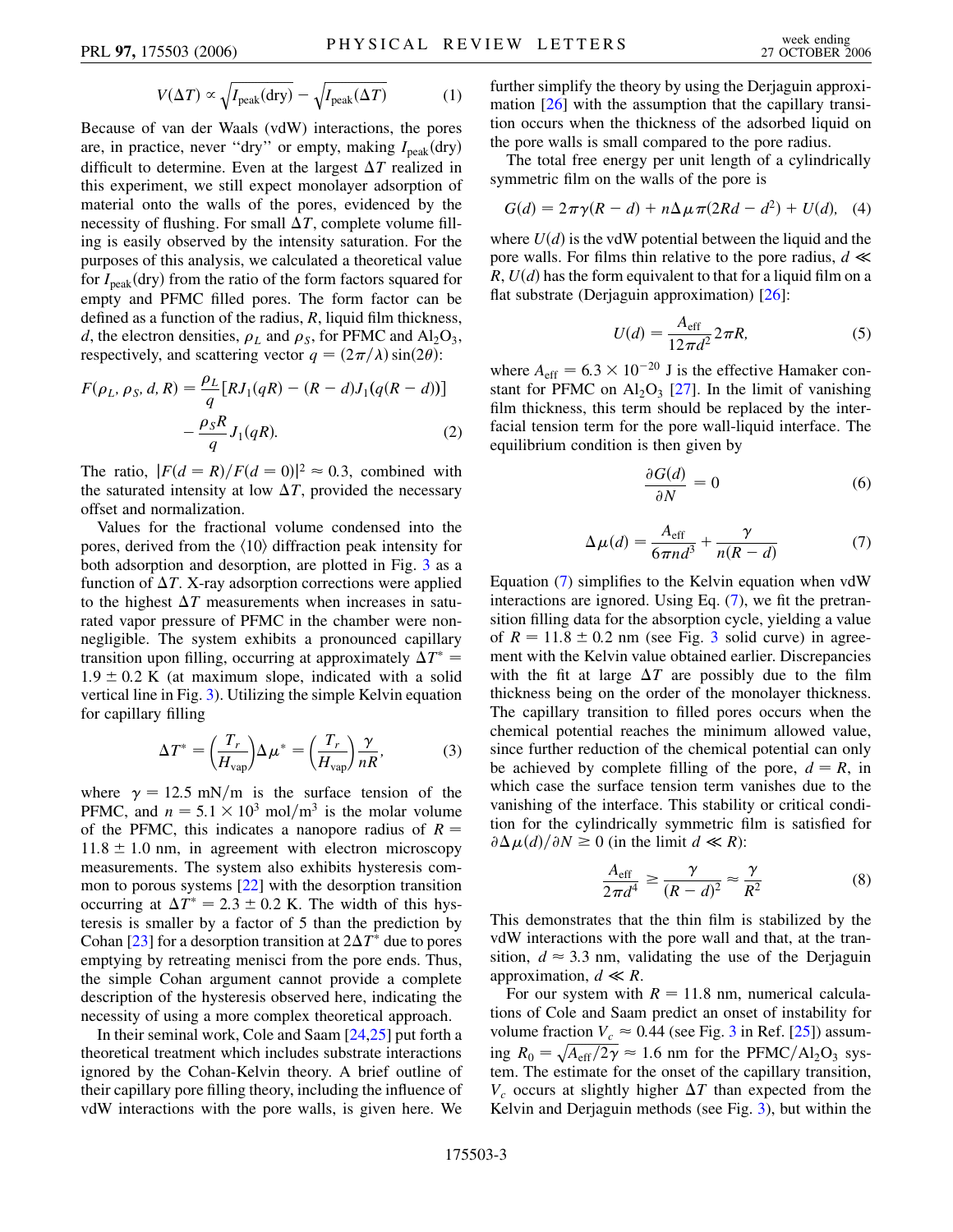$$V(\Delta T) \propto \sqrt{I_{\text{peak}}(\text{dry})} - \sqrt{I_{\text{peak}}(\Delta T)} \tag{1}$$

Because of van der Waals (vdW) interactions, the pores are, in practice, never "dry" or empty, making $I_{\text{peak}}(\text{dry})$ difficult to determine. Even at the largest $\Delta T$ realized in this experiment, we still expect monolayer adsorption of material onto the walls of the pores, evidenced by the necessity of flushing. For small $\Delta T$, complete volume filling is easily observed by the intensity saturation. For the purposes of this analysis, we calculated a theoretical value for $I_{\text{peak}}(\text{dry})$ from the ratio of the form factors squared for empty and PFMC filled pores. The form factor can be defined as a function of the radius, $R$, liquid film thickness, $d$, the electron densities, $\rho_L$ and $\rho_S$, for PFMC and $Al_2O_3$, respectively, and scattering vector $q = (2\pi/\lambda)\sin(2\theta)$:

$$F(\rho_L, \rho_S, d, R) = \frac{\rho_L}{q}[RJ_1(qR) - (R-d)J_1(q(R-d))] - \frac{\rho_S R}{q}J_1(qR). \tag{2}$$

The ratio, $|F(d = R)/F(d = 0)|^2 \approx 0.3$, combined with the saturated intensity at low $\Delta T$, provided the necessary offset and normalization.

Values for the fractional volume condensed into the pores, derived from the $\langle 10 \rangle$ diffraction peak intensity for both adsorption and desorption, are plotted in Fig. 3 as a function of $\Delta T$. X-ray adsorption corrections were applied to the highest $\Delta T$ measurements when increases in saturated vapor pressure of PFMC in the chamber were nonnegligible. The system exhibits a pronounced capillary transition upon filling, occurring at approximately $\Delta T^* = 1.9 \pm 0.2$ K (at maximum slope, indicated with a solid vertical line in Fig. 3). Utilizing the simple Kelvin equation for capillary filling

$$\Delta T^* = \left(\frac{T_r}{H_{\text{vap}}}\right)\Delta\mu^* = \left(\frac{T_r}{H_{\text{vap}}}\right)\frac{\gamma}{nR}, \tag{3}$$

where $\gamma = 12.5$ mN/m is the surface tension of the PFMC, and $n = 5.1 \times 10^3$ mol/m$^3$ is the molar volume of the PFMC, this indicates a nanopore radius of $R = 11.8 \pm 1.0$ nm, in agreement with electron microscopy measurements. The system also exhibits hysteresis common to porous systems [22] with the desorption transition occurring at $\Delta T^* = 2.3 \pm 0.2$ K. The width of this hysteresis is smaller by a factor of 5 than the prediction by Cohan [23] for a desorption transition at $2\Delta T^*$ due to pores emptying by retreating menisci from the pore ends. Thus, the simple Cohan argument cannot provide a complete description of the hysteresis observed here, indicating the necessity of using a more complex theoretical approach.

In their seminal work, Cole and Saam [24,25] put forth a theoretical treatment which includes substrate interactions ignored by the Cohan-Kelvin theory. A brief outline of their capillary pore filling theory, including the influence of vdW interactions with the pore walls, is given here. We further simplify the theory by using the Derjaguin approximation [26] with the assumption that the capillary transition occurs when the thickness of the adsorbed liquid on the pore walls is small compared to the pore radius.

The total free energy per unit length of a cylindrically symmetric film on the walls of the pore is

$$G(d) = 2\pi\gamma(R-d) + n\Delta\mu\pi(2Rd - d^2) + U(d), \tag{4}$$

where $U(d)$ is the vdW potential between the liquid and the pore walls. For films thin relative to the pore radius, $d \ll R$, $U(d)$ has the form equivalent to that for a liquid film on a flat substrate (Derjaguin approximation) [26]:

$$U(d) = \frac{A_{\text{eff}}}{12\pi d^2}2\pi R, \tag{5}$$

where $A_{\text{eff}} = 6.3 \times 10^{-20}$ J is the effective Hamaker constant for PFMC on $Al_2O_3$ [27]. In the limit of vanishing film thickness, this term should be replaced by the interfacial tension term for the pore wall-liquid interface. The equilibrium condition is then given by

$$\frac{\partial G(d)}{\partial N} = 0 \tag{6}$$

$$\Delta\mu(d) = \frac{A_{\text{eff}}}{6\pi n d^3} + \frac{\gamma}{n(R-d)} \tag{7}$$

Equation (7) simplifies to the Kelvin equation when vdW interactions are ignored. Using Eq. (7), we fit the pretransition filling data for the absorption cycle, yielding a value of $R = 11.8 \pm 0.2$ nm (see Fig. 3 solid curve) in agreement with the Kelvin value obtained earlier. Discrepancies with the fit at large $\Delta T$ are possibly due to the film thickness being on the order of the monolayer thickness. The capillary transition to filled pores occurs when the chemical potential reaches the minimum allowed value, since further reduction of the chemical potential can only be achieved by complete filling of the pore, $d = R$, in which case the surface tension term vanishes due to the vanishing of the interface. This stability or critical condition for the cylindrically symmetric film is satisfied for $\partial\Delta\mu(d)/\partial N \geq 0$ (in the limit $d \ll R$):

$$\frac{A_{\text{eff}}}{2\pi d^4} \geq \frac{\gamma}{(R-d)^2} \approx \frac{\gamma}{R^2} \tag{8}$$

This demonstrates that the thin film is stabilized by the vdW interactions with the pore wall and that, at the transition, $d \approx 3.3$ nm, validating the use of the Derjaguin approximation, $d \ll R$.

For our system with $R = 11.8$ nm, numerical calculations of Cole and Saam predict an onset of instability for volume fraction $V_c \approx 0.44$ (see Fig. 3 in Ref. [25]) assuming $R_0 = \sqrt{A_{\text{eff}}/2\gamma} \approx 1.6$ nm for the PFMC/$Al_2O_3$ system. The estimate for the onset of the capillary transition, $V_c$ occurs at slightly higher $\Delta T$ than expected from the Kelvin and Derjaguin methods (see Fig. 3), but within the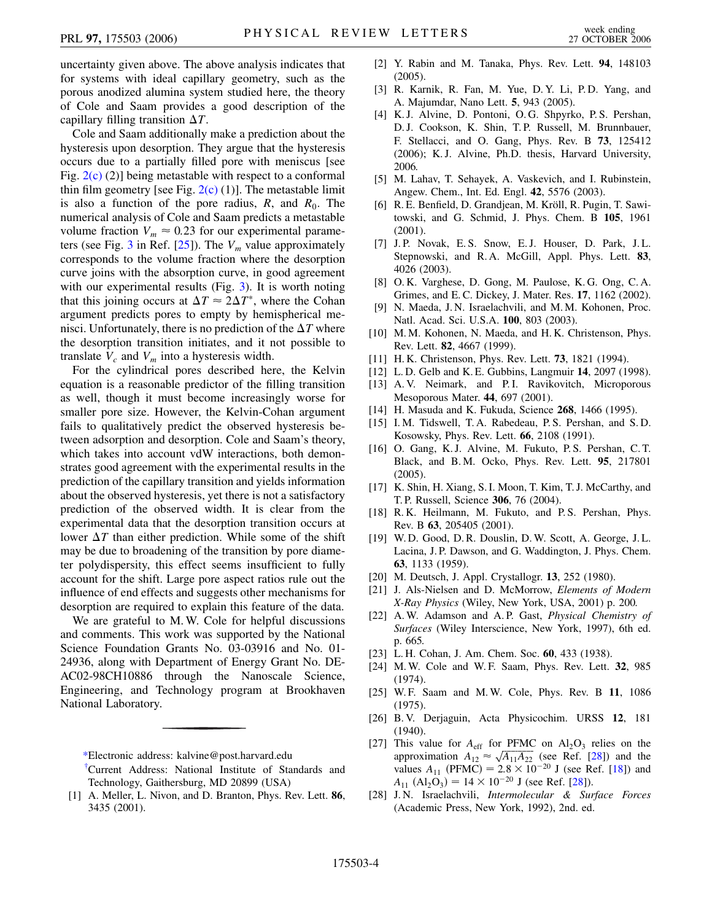uncertainty given above. The above analysis indicates that for systems with ideal capillary geometry, such as the porous anodized alumina system studied here, the theory of Cole and Saam provides a good description of the capillary filling transition $\Delta T$.

Cole and Saam additionally make a prediction about the hysteresis upon desorption. They argue that the hysteresis occurs due to a partially filled pore with meniscus [see Fig. 2(c) (2)] being metastable with respect to a conformal thin film geometry [see Fig. 2(c) (1)]. The metastable limit is also a function of the pore radius, $R$, and $R_0$. The numerical analysis of Cole and Saam predicts a metastable volume fraction $V_m \approx 0.23$ for our experimental parameters (see Fig. 3 in Ref. [25]). The $V_m$ value approximately corresponds to the volume fraction where the desorption curve joins with the absorption curve, in good agreement with our experimental results (Fig. 3). It is worth noting that this joining occurs at $\Delta T \approx 2\Delta T^*$, where the Cohan argument predicts pores to empty by hemispherical menisci. Unfortunately, there is no prediction of the $\Delta T$ where the desorption transition initiates, and it not possible to translate $V_c$ and $V_m$ into a hysteresis width.

For the cylindrical pores described here, the Kelvin equation is a reasonable predictor of the filling transition as well, though it must become increasingly worse for smaller pore size. However, the Kelvin-Cohan argument fails to qualitatively predict the observed hysteresis between adsorption and desorption. Cole and Saam's theory, which takes into account vdW interactions, both demonstrates good agreement with the experimental results in the prediction of the capillary transition and yields information about the observed hysteresis, yet there is not a satisfactory prediction of the observed width. It is clear from the experimental data that the desorption transition occurs at lower $\Delta T$ than either prediction. While some of the shift may be due to broadening of the transition by pore diameter polydispersity, this effect seems insufficient to fully account for the shift. Large pore aspect ratios rule out the influence of end effects and suggests other mechanisms for desorption are required to explain this feature of the data.

We are grateful to M. W. Cole for helpful discussions and comments. This work was supported by the National Science Foundation Grants No. 03-03916 and No. 01-24936, along with Department of Energy Grant No. DE-AC02-98CH10886 through the Nanoscale Science, Engineering, and Technology program at Brookhaven National Laboratory.

---

*Electronic address: kalvine@post.harvard.edu

†Current Address: National Institute of Standards and Technology, Gaithersburg, MD 20899 (USA)

[1] A. Meller, L. Nivon, and D. Branton, Phys. Rev. Lett. **86**, 3435 (2001).

[2] Y. Rabin and M. Tanaka, Phys. Rev. Lett. **94**, 148103 (2005).

[3] R. Karnik, R. Fan, M. Yue, D. Y. Li, P. D. Yang, and A. Majumdar, Nano Lett. **5**, 943 (2005).

[4] K. J. Alvine, D. Pontoni, O. G. Shpyrko, P. S. Pershan, D. J. Cookson, K. Shin, T. P. Russell, M. Brunnbauer, F. Stellacci, and O. Gang, Phys. Rev. B **73**, 125412 (2006); K. J. Alvine, Ph.D. thesis, Harvard University, 2006.

[5] M. Lahav, T. Sehayek, A. Vaskevich, and I. Rubinstein, Angew. Chem., Int. Ed. Engl. **42**, 5576 (2003).

[6] R. E. Benfield, D. Grandjean, M. Kröll, R. Pugin, T. Sawitowski, and G. Schmid, J. Phys. Chem. B **105**, 1961 (2001).

[7] J. P. Novak, E. S. Snow, E. J. Houser, D. Park, J. L. Stepnowski, and R. A. McGill, Appl. Phys. Lett. **83**, 4026 (2003).

[8] O. K. Varghese, D. Gong, M. Paulose, K. G. Ong, C. A. Grimes, and E. C. Dickey, J. Mater. Res. **17**, 1162 (2002).

[9] N. Maeda, J. N. Israelachvili, and M. M. Kohonen, Proc. Natl. Acad. Sci. U.S.A. **100**, 803 (2003).

[10] M. M. Kohonen, N. Maeda, and H. K. Christenson, Phys. Rev. Lett. **82**, 4667 (1999).

[11] H. K. Christenson, Phys. Rev. Lett. **73**, 1821 (1994).

[12] L. D. Gelb and K. E. Gubbins, Langmuir **14**, 2097 (1998).

[13] A. V. Neimark, and P. I. Ravikovitch, Microporous Mesoporous Mater. **44**, 697 (2001).

[14] H. Masuda and K. Fukuda, Science **268**, 1466 (1995).

[15] I. M. Tidswell, T. A. Rabedeau, P. S. Pershan, and S. D. Kosowsky, Phys. Rev. Lett. **66**, 2108 (1991).

[16] O. Gang, K. J. Alvine, M. Fukuto, P. S. Pershan, C. T. Black, and B. M. Ocko, Phys. Rev. Lett. **95**, 217801 (2005).

[17] K. Shin, H. Xiang, S. I. Moon, T. Kim, T. J. McCarthy, and T. P. Russell, Science **306**, 76 (2004).

[18] R. K. Heilmann, M. Fukuto, and P. S. Pershan, Phys. Rev. B **63**, 205405 (2001).

[19] W. D. Good, D. R. Douslin, D. W. Scott, A. George, J. L. Lacina, J. P. Dawson, and G. Waddington, J. Phys. Chem. **63**, 1133 (1959).

[20] M. Deutsch, J. Appl. Crystallogr. **13**, 252 (1980).

[21] J. Als-Nielsen and D. McMorrow, *Elements of Modern X-Ray Physics* (Wiley, New York, USA, 2001) p. 200.

[22] A. W. Adamson and A. P. Gast, *Physical Chemistry of Surfaces* (Wiley Interscience, New York, 1997), 6th ed. p. 665.

[23] L. H. Cohan, J. Am. Chem. Soc. **60**, 433 (1938).

[24] M. W. Cole and W. F. Saam, Phys. Rev. Lett. **32**, 985 (1974).

[25] W. F. Saam and M. W. Cole, Phys. Rev. B **11**, 1086 (1975).

[26] B. V. Derjaguin, Acta Physicochim. URSS **12**, 181 (1940).

[27] This value for $A_{\mathrm{eff}}$ for PFMC on $Al_2O_3$ relies on the approximation $A_{12} \approx \sqrt{A_{11}A_{22}}$ (see Ref. [28]) and the values $A_{11}$ (PFMC) $= 2.8 \times 10^{-20}$ J (see Ref. [18]) and $A_{11}$ ($Al_2O_3$) $= 14 \times 10^{-20}$ J (see Ref. [28]).

[28] J. N. Israelachvili, *Intermolecular & Surface Forces* (Academic Press, New York, 1992), 2nd. ed.